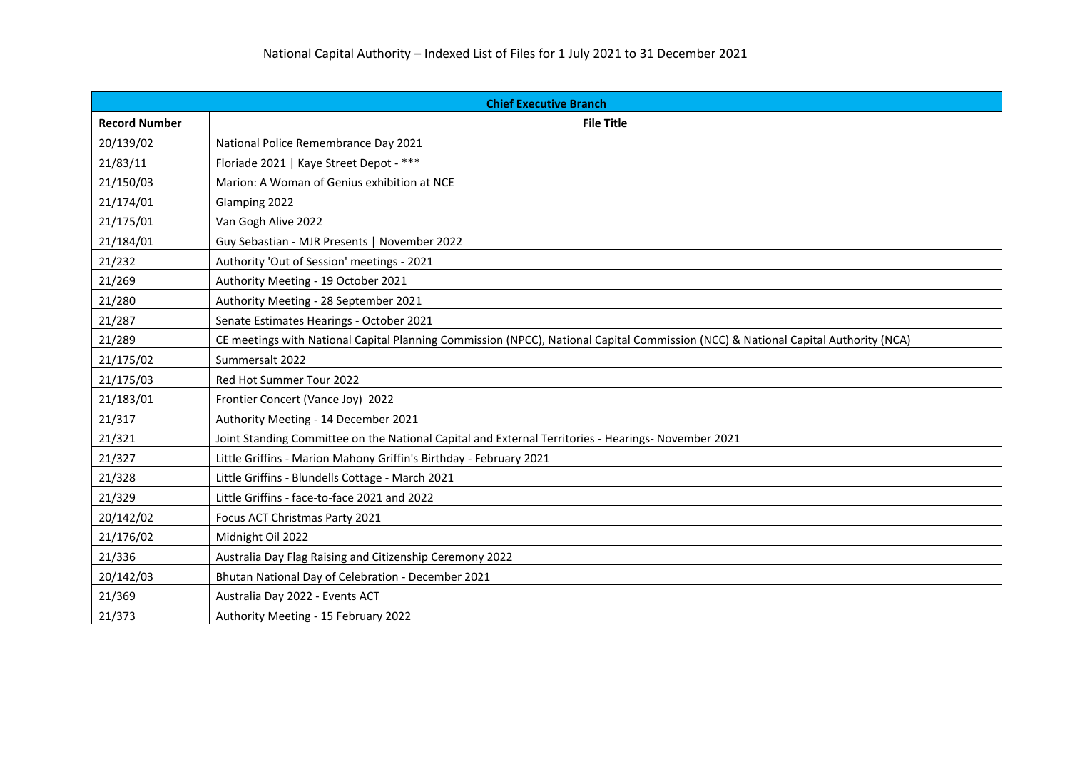# National Capital Authority – Indexed List of Files for 1 July 2021 to 31 December 2021

| **Chief Executive Branch** | |
|---|---|
| **Record Number** | **File Title** |
| 20/139/02 | National Police Remembrance Day 2021 |
| 21/83/11 | Floriade 2021 \| Kaye Street Depot - *** |
| 21/150/03 | Marion: A Woman of Genius exhibition at NCE |
| 21/174/01 | Glamping 2022 |
| 21/175/01 | Van Gogh Alive 2022 |
| 21/184/01 | Guy Sebastian - MJR Presents \| November 2022 |
| 21/232 | Authority 'Out of Session' meetings - 2021 |
| 21/269 | Authority Meeting - 19 October 2021 |
| 21/280 | Authority Meeting - 28 September 2021 |
| 21/287 | Senate Estimates Hearings - October 2021 |
| 21/289 | CE meetings with National Capital Planning Commission (NPCC), National Capital Commission (NCC) & National Capital Authority (NCA) |
| 21/175/02 | Summersalt 2022 |
| 21/175/03 | Red Hot Summer Tour 2022 |
| 21/183/01 | Frontier Concert (Vance Joy) 2022 |
| 21/317 | Authority Meeting - 14 December 2021 |
| 21/321 | Joint Standing Committee on the National Capital and External Territories - Hearings- November 2021 |
| 21/327 | Little Griffins - Marion Mahony Griffin's Birthday - February 2021 |
| 21/328 | Little Griffins - Blundells Cottage - March 2021 |
| 21/329 | Little Griffins - face-to-face 2021 and 2022 |
| 20/142/02 | Focus ACT Christmas Party 2021 |
| 21/176/02 | Midnight Oil 2022 |
| 21/336 | Australia Day Flag Raising and Citizenship Ceremony 2022 |
| 20/142/03 | Bhutan National Day of Celebration - December 2021 |
| 21/369 | Australia Day 2022 - Events ACT |
| 21/373 | Authority Meeting - 15 February 2022 |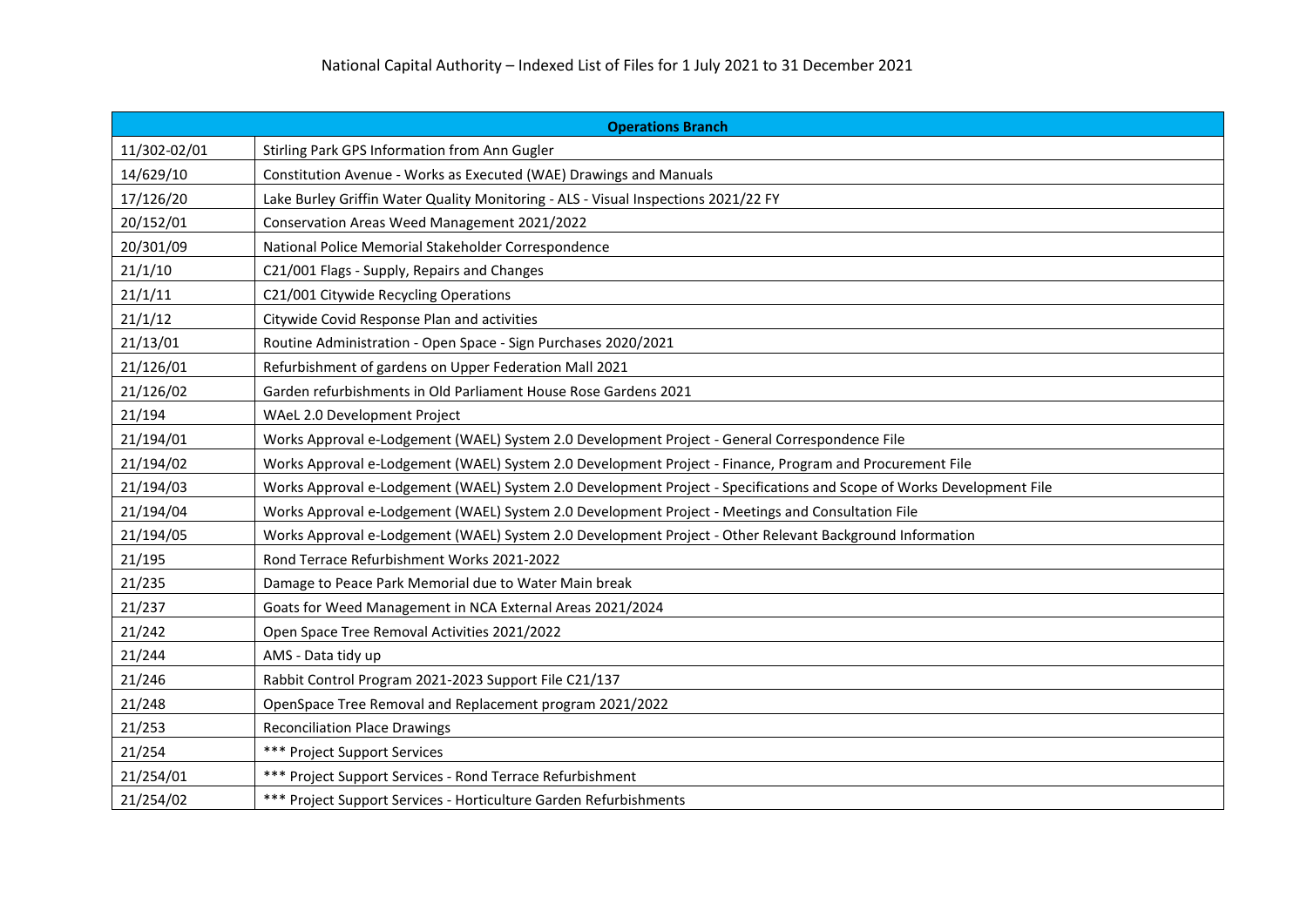| Operations Branch | |
|---|---|
| 11/302-02/01 | Stirling Park GPS Information from Ann Gugler |
| 14/629/10 | Constitution Avenue - Works as Executed (WAE) Drawings and Manuals |
| 17/126/20 | Lake Burley Griffin Water Quality Monitoring - ALS - Visual Inspections 2021/22 FY |
| 20/152/01 | Conservation Areas Weed Management 2021/2022 |
| 20/301/09 | National Police Memorial Stakeholder Correspondence |
| 21/1/10 | C21/001 Flags - Supply, Repairs and Changes |
| 21/1/11 | C21/001 Citywide Recycling Operations |
| 21/1/12 | Citywide Covid Response Plan and activities |
| 21/13/01 | Routine Administration - Open Space - Sign Purchases 2020/2021 |
| 21/126/01 | Refurbishment of gardens on Upper Federation Mall 2021 |
| 21/126/02 | Garden refurbishments in Old Parliament House Rose Gardens 2021 |
| 21/194 | WAeL 2.0 Development Project |
| 21/194/01 | Works Approval e-Lodgement (WAEL) System 2.0 Development Project - General Correspondence File |
| 21/194/02 | Works Approval e-Lodgement (WAEL) System 2.0 Development Project - Finance, Program and Procurement File |
| 21/194/03 | Works Approval e-Lodgement (WAEL) System 2.0 Development Project - Specifications and Scope of Works Development File |
| 21/194/04 | Works Approval e-Lodgement (WAEL) System 2.0 Development Project - Meetings and Consultation File |
| 21/194/05 | Works Approval e-Lodgement (WAEL) System 2.0 Development Project - Other Relevant Background Information |
| 21/195 | Rond Terrace Refurbishment Works 2021-2022 |
| 21/235 | Damage to Peace Park Memorial due to Water Main break |
| 21/237 | Goats for Weed Management in NCA External Areas 2021/2024 |
| 21/242 | Open Space Tree Removal Activities 2021/2022 |
| 21/244 | AMS - Data tidy up |
| 21/246 | Rabbit Control Program 2021-2023 Support File C21/137 |
| 21/248 | OpenSpace Tree Removal and Replacement program 2021/2022 |
| 21/253 | Reconciliation Place Drawings |
| 21/254 | *** Project Support Services |
| 21/254/01 | *** Project Support Services - Rond Terrace Refurbishment |
| 21/254/02 | *** Project Support Services - Horticulture Garden Refurbishments |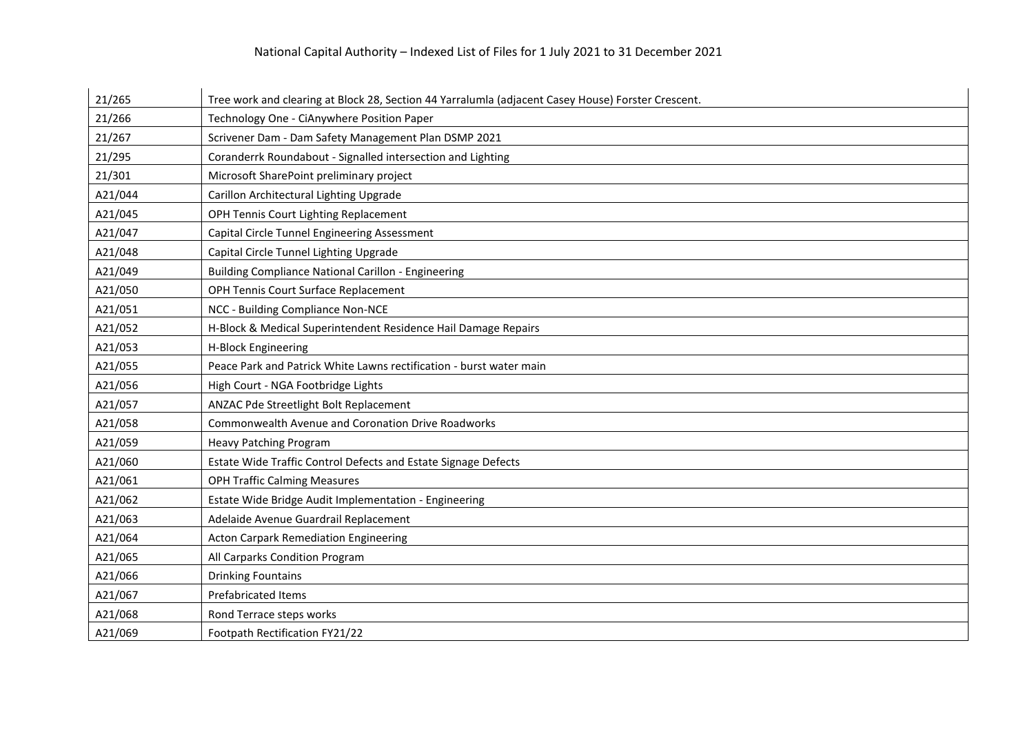| 21/265 | Tree work and clearing at Block 28, Section 44 Yarralumla (adjacent Casey House) Forster Crescent. |
|---|---|
| 21/266 | Technology One - CiAnywhere Position Paper |
| 21/267 | Scrivener Dam - Dam Safety Management Plan DSMP 2021 |
| 21/295 | Coranderrk Roundabout - Signalled intersection and Lighting |
| 21/301 | Microsoft SharePoint preliminary project |
| A21/044 | Carillon Architectural Lighting Upgrade |
| A21/045 | OPH Tennis Court Lighting Replacement |
| A21/047 | Capital Circle Tunnel Engineering Assessment |
| A21/048 | Capital Circle Tunnel Lighting Upgrade |
| A21/049 | Building Compliance National Carillon - Engineering |
| A21/050 | OPH Tennis Court Surface Replacement |
| A21/051 | NCC - Building Compliance Non-NCE |
| A21/052 | H-Block & Medical Superintendent Residence Hail Damage Repairs |
| A21/053 | H-Block Engineering |
| A21/055 | Peace Park and Patrick White Lawns rectification - burst water main |
| A21/056 | High Court - NGA Footbridge Lights |
| A21/057 | ANZAC Pde Streetlight Bolt Replacement |
| A21/058 | Commonwealth Avenue and Coronation Drive Roadworks |
| A21/059 | Heavy Patching Program |
| A21/060 | Estate Wide Traffic Control Defects and Estate Signage Defects |
| A21/061 | OPH Traffic Calming Measures |
| A21/062 | Estate Wide Bridge Audit Implementation - Engineering |
| A21/063 | Adelaide Avenue Guardrail Replacement |
| A21/064 | Acton Carpark Remediation Engineering |
| A21/065 | All Carparks Condition Program |
| A21/066 | Drinking Fountains |
| A21/067 | Prefabricated Items |
| A21/068 | Rond Terrace steps works |
| A21/069 | Footpath Rectification FY21/22 |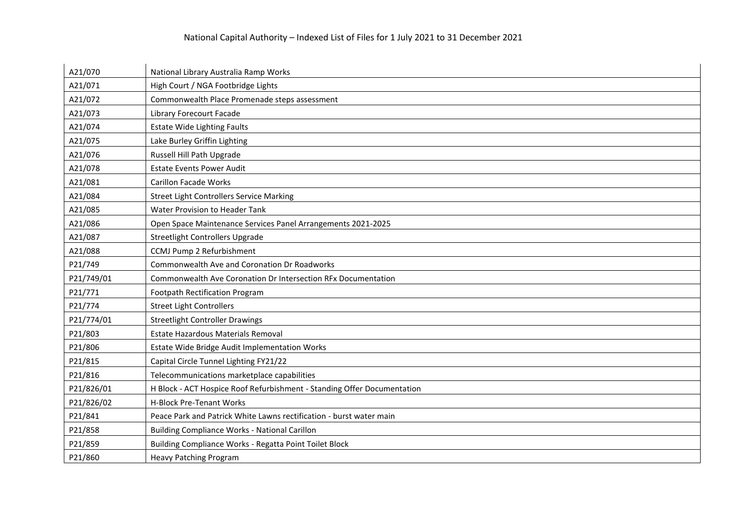# National Capital Authority – Indexed List of Files for 1 July 2021 to 31 December 2021

| | |
|---|---|
| A21/070 | National Library Australia Ramp Works |
| A21/071 | High Court / NGA Footbridge Lights |
| A21/072 | Commonwealth Place Promenade steps assessment |
| A21/073 | Library Forecourt Facade |
| A21/074 | Estate Wide Lighting Faults |
| A21/075 | Lake Burley Griffin Lighting |
| A21/076 | Russell Hill Path Upgrade |
| A21/078 | Estate Events Power Audit |
| A21/081 | Carillon Facade Works |
| A21/084 | Street Light Controllers Service Marking |
| A21/085 | Water Provision to Header Tank |
| A21/086 | Open Space Maintenance Services Panel Arrangements 2021-2025 |
| A21/087 | Streetlight Controllers Upgrade |
| A21/088 | CCMJ Pump 2 Refurbishment |
| P21/749 | Commonwealth Ave and Coronation Dr Roadworks |
| P21/749/01 | Commonwealth Ave Coronation Dr Intersection RFx Documentation |
| P21/771 | Footpath Rectification Program |
| P21/774 | Street Light Controllers |
| P21/774/01 | Streetlight Controller Drawings |
| P21/803 | Estate Hazardous Materials Removal |
| P21/806 | Estate Wide Bridge Audit Implementation Works |
| P21/815 | Capital Circle Tunnel Lighting FY21/22 |
| P21/816 | Telecommunications marketplace capabilities |
| P21/826/01 | H Block - ACT Hospice Roof Refurbishment - Standing Offer Documentation |
| P21/826/02 | H-Block Pre-Tenant Works |
| P21/841 | Peace Park and Patrick White Lawns rectification - burst water main |
| P21/858 | Building Compliance Works - National Carillon |
| P21/859 | Building Compliance Works - Regatta Point Toilet Block |
| P21/860 | Heavy Patching Program |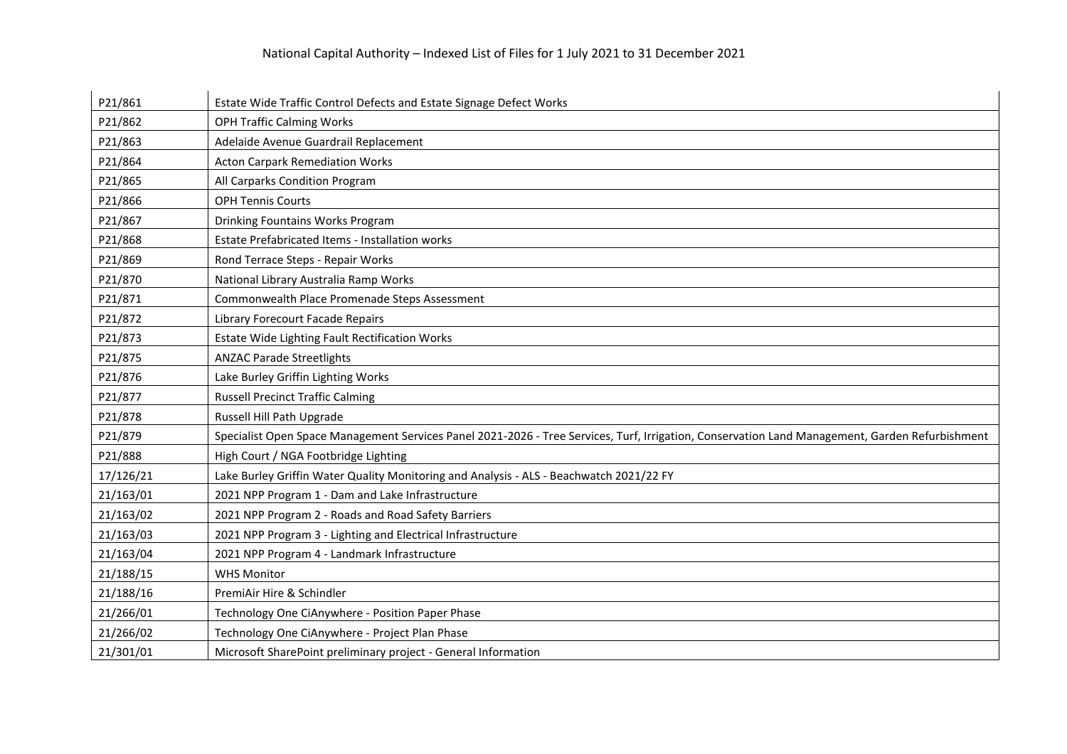| P21/861 | Estate Wide Traffic Control Defects and Estate Signage Defect Works |
|---|---|
| P21/862 | OPH Traffic Calming Works |
| P21/863 | Adelaide Avenue Guardrail Replacement |
| P21/864 | Acton Carpark Remediation Works |
| P21/865 | All Carparks Condition Program |
| P21/866 | OPH Tennis Courts |
| P21/867 | Drinking Fountains Works Program |
| P21/868 | Estate Prefabricated Items - Installation works |
| P21/869 | Rond Terrace Steps - Repair Works |
| P21/870 | National Library Australia Ramp Works |
| P21/871 | Commonwealth Place Promenade Steps Assessment |
| P21/872 | Library Forecourt Facade Repairs |
| P21/873 | Estate Wide Lighting Fault Rectification Works |
| P21/875 | ANZAC Parade Streetlights |
| P21/876 | Lake Burley Griffin Lighting Works |
| P21/877 | Russell Precinct Traffic Calming |
| P21/878 | Russell Hill Path Upgrade |
| P21/879 | Specialist Open Space Management Services Panel 2021-2026 - Tree Services, Turf, Irrigation, Conservation Land Management, Garden Refurbishment |
| P21/888 | High Court / NGA Footbridge Lighting |
| 17/126/21 | Lake Burley Griffin Water Quality Monitoring and Analysis - ALS - Beachwatch 2021/22 FY |
| 21/163/01 | 2021 NPP Program 1 - Dam and Lake Infrastructure |
| 21/163/02 | 2021 NPP Program 2 - Roads and Road Safety Barriers |
| 21/163/03 | 2021 NPP Program 3 - Lighting and Electrical Infrastructure |
| 21/163/04 | 2021 NPP Program 4 - Landmark Infrastructure |
| 21/188/15 | WHS Monitor |
| 21/188/16 | PremiAir Hire & Schindler |
| 21/266/01 | Technology One CiAnywhere - Position Paper Phase |
| 21/266/02 | Technology One CiAnywhere - Project Plan Phase |
| 21/301/01 | Microsoft SharePoint preliminary project - General Information |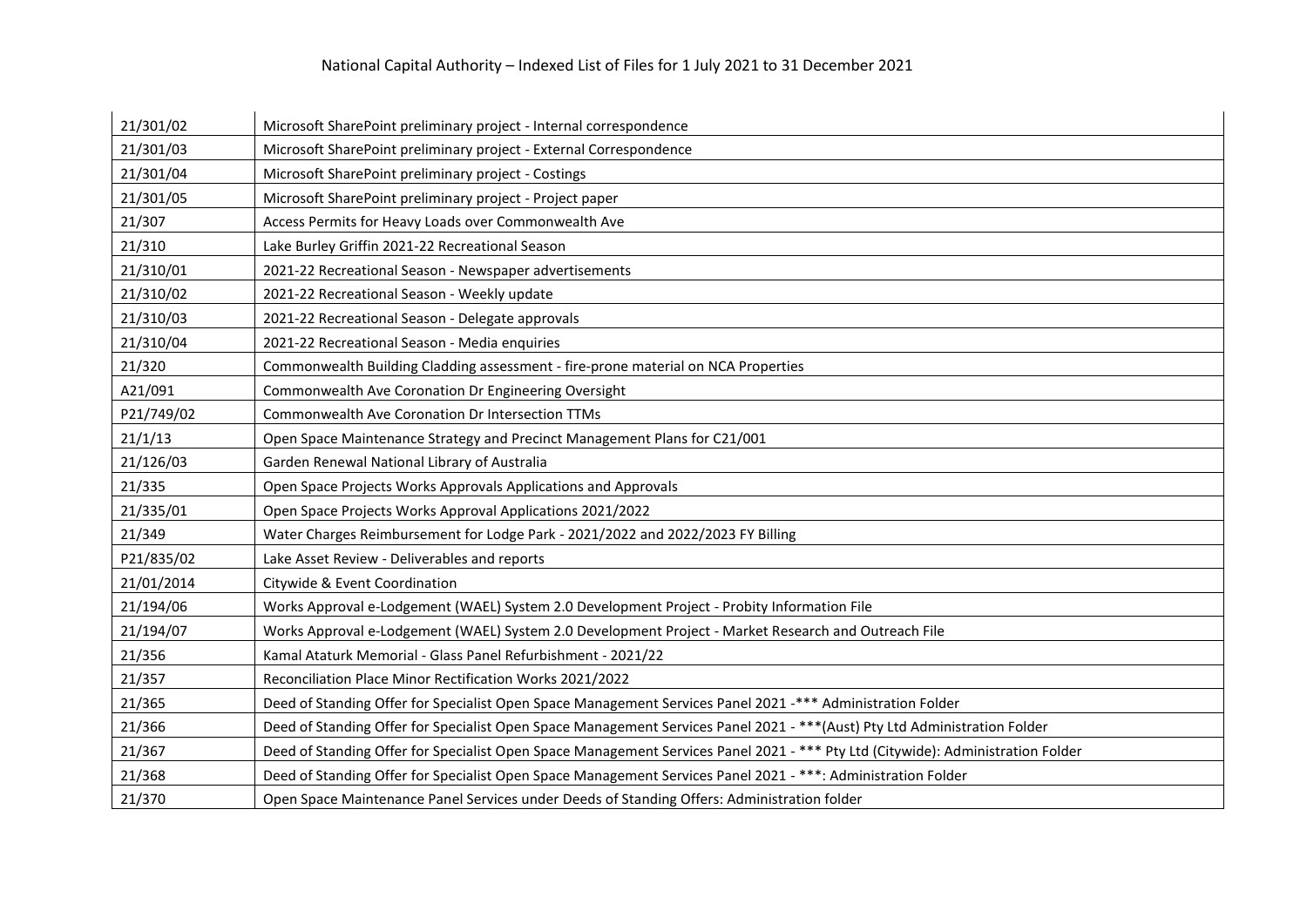National Capital Authority – Indexed List of Files for 1 July 2021 to 31 December 2021

| | |
|---|---|
| 21/301/02 | Microsoft SharePoint preliminary project - Internal correspondence |
| 21/301/03 | Microsoft SharePoint preliminary project - External Correspondence |
| 21/301/04 | Microsoft SharePoint preliminary project - Costings |
| 21/301/05 | Microsoft SharePoint preliminary project - Project paper |
| 21/307 | Access Permits for Heavy Loads over Commonwealth Ave |
| 21/310 | Lake Burley Griffin 2021-22 Recreational Season |
| 21/310/01 | 2021-22 Recreational Season - Newspaper advertisements |
| 21/310/02 | 2021-22 Recreational Season - Weekly update |
| 21/310/03 | 2021-22 Recreational Season - Delegate approvals |
| 21/310/04 | 2021-22 Recreational Season - Media enquiries |
| 21/320 | Commonwealth Building Cladding assessment - fire-prone material on NCA Properties |
| A21/091 | Commonwealth Ave Coronation Dr Engineering Oversight |
| P21/749/02 | Commonwealth Ave Coronation Dr Intersection TTMs |
| 21/1/13 | Open Space Maintenance Strategy and Precinct Management Plans for C21/001 |
| 21/126/03 | Garden Renewal National Library of Australia |
| 21/335 | Open Space Projects Works Approvals Applications and Approvals |
| 21/335/01 | Open Space Projects Works Approval Applications 2021/2022 |
| 21/349 | Water Charges Reimbursement for Lodge Park - 2021/2022 and 2022/2023 FY Billing |
| P21/835/02 | Lake Asset Review - Deliverables and reports |
| 21/01/2014 | Citywide & Event Coordination |
| 21/194/06 | Works Approval e-Lodgement (WAEL) System 2.0 Development Project - Probity Information File |
| 21/194/07 | Works Approval e-Lodgement (WAEL) System 2.0 Development Project - Market Research and Outreach File |
| 21/356 | Kamal Ataturk Memorial - Glass Panel Refurbishment - 2021/22 |
| 21/357 | Reconciliation Place Minor Rectification Works 2021/2022 |
| 21/365 | Deed of Standing Offer for Specialist Open Space Management Services Panel 2021 -*** Administration Folder |
| 21/366 | Deed of Standing Offer for Specialist Open Space Management Services Panel 2021 - ***(Aust) Pty Ltd Administration Folder |
| 21/367 | Deed of Standing Offer for Specialist Open Space Management Services Panel 2021 - *** Pty Ltd (Citywide): Administration Folder |
| 21/368 | Deed of Standing Offer for Specialist Open Space Management Services Panel 2021 - ***: Administration Folder |
| 21/370 | Open Space Maintenance Panel Services under Deeds of Standing Offers: Administration folder |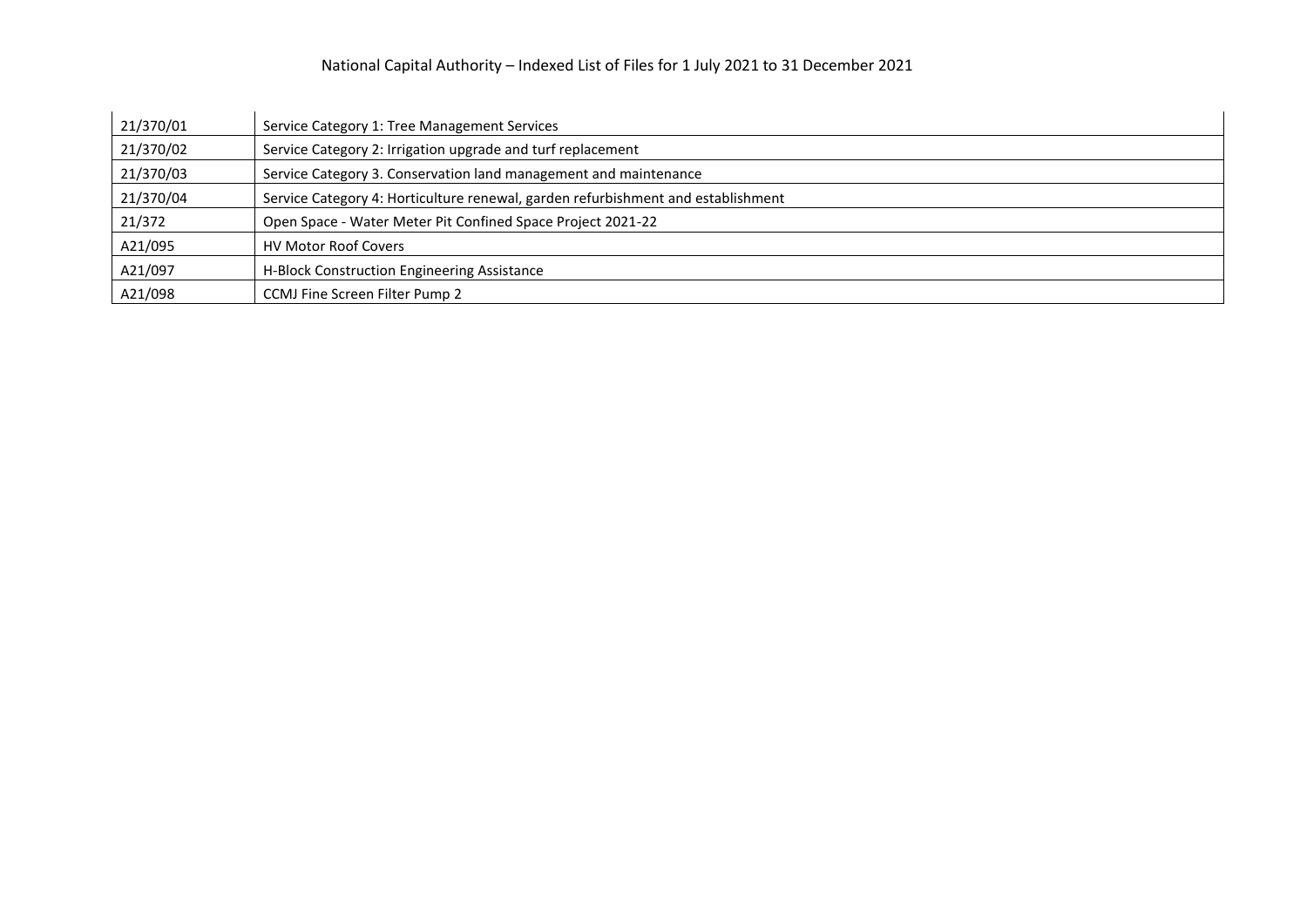| 21/370/01 | Service Category 1: Tree Management Services |
|---|---|
| 21/370/02 | Service Category 2: Irrigation upgrade and turf replacement |
| 21/370/03 | Service Category 3. Conservation land management and maintenance |
| 21/370/04 | Service Category 4: Horticulture renewal, garden refurbishment and establishment |
| 21/372 | Open Space - Water Meter Pit Confined Space Project 2021-22 |
| A21/095 | HV Motor Roof Covers |
| A21/097 | H-Block Construction Engineering Assistance |
| A21/098 | CCMJ Fine Screen Filter Pump 2 |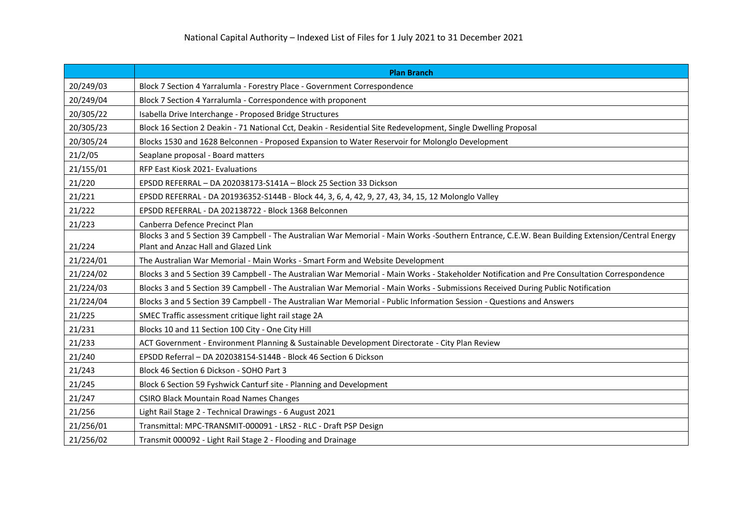National Capital Authority – Indexed List of Files for 1 July 2021 to 31 December 2021

| | **Plan Branch** |
|---|---|
| 20/249/03 | Block 7 Section 4 Yarralumla - Forestry Place - Government Correspondence |
| 20/249/04 | Block 7 Section 4 Yarralumla - Correspondence with proponent |
| 20/305/22 | Isabella Drive Interchange - Proposed Bridge Structures |
| 20/305/23 | Block 16 Section 2 Deakin - 71 National Cct, Deakin - Residential Site Redevelopment, Single Dwelling Proposal |
| 20/305/24 | Blocks 1530 and 1628 Belconnen - Proposed Expansion to Water Reservoir for Molonglo Development |
| 21/2/05 | Seaplane proposal - Board matters |
| 21/155/01 | RFP East Kiosk 2021- Evaluations |
| 21/220 | EPSDD REFERRAL – DA 202038173-S141A – Block 25 Section 33 Dickson |
| 21/221 | EPSDD REFERRAL - DA 201936352-S144B - Block 44, 3, 6, 4, 42, 9, 27, 43, 34, 15, 12 Molonglo Valley |
| 21/222 | EPSDD REFERRAL - DA 202138722 - Block 1368 Belconnen |
| 21/223 | Canberra Defence Precinct Plan |
| 21/224 | Blocks 3 and 5 Section 39 Campbell - The Australian War Memorial - Main Works -Southern Entrance, C.E.W. Bean Building Extension/Central Energy Plant and Anzac Hall and Glazed Link |
| 21/224/01 | The Australian War Memorial - Main Works - Smart Form and Website Development |
| 21/224/02 | Blocks 3 and 5 Section 39 Campbell - The Australian War Memorial - Main Works - Stakeholder Notification and Pre Consultation Correspondence |
| 21/224/03 | Blocks 3 and 5 Section 39 Campbell - The Australian War Memorial - Main Works - Submissions Received During Public Notification |
| 21/224/04 | Blocks 3 and 5 Section 39 Campbell - The Australian War Memorial - Public Information Session - Questions and Answers |
| 21/225 | SMEC Traffic assessment critique light rail stage 2A |
| 21/231 | Blocks 10 and 11 Section 100 City - One City Hill |
| 21/233 | ACT Government - Environment Planning & Sustainable Development Directorate - City Plan Review |
| 21/240 | EPSDD Referral – DA 202038154-S144B - Block 46 Section 6 Dickson |
| 21/243 | Block 46 Section 6 Dickson - SOHO Part 3 |
| 21/245 | Block 6 Section 59 Fyshwick Canturf site - Planning and Development |
| 21/247 | CSIRO Black Mountain Road Names Changes |
| 21/256 | Light Rail Stage 2 - Technical Drawings - 6 August 2021 |
| 21/256/01 | Transmittal: MPC-TRANSMIT-000091 - LRS2 - RLC - Draft PSP Design |
| 21/256/02 | Transmit 000092 - Light Rail Stage 2 - Flooding and Drainage |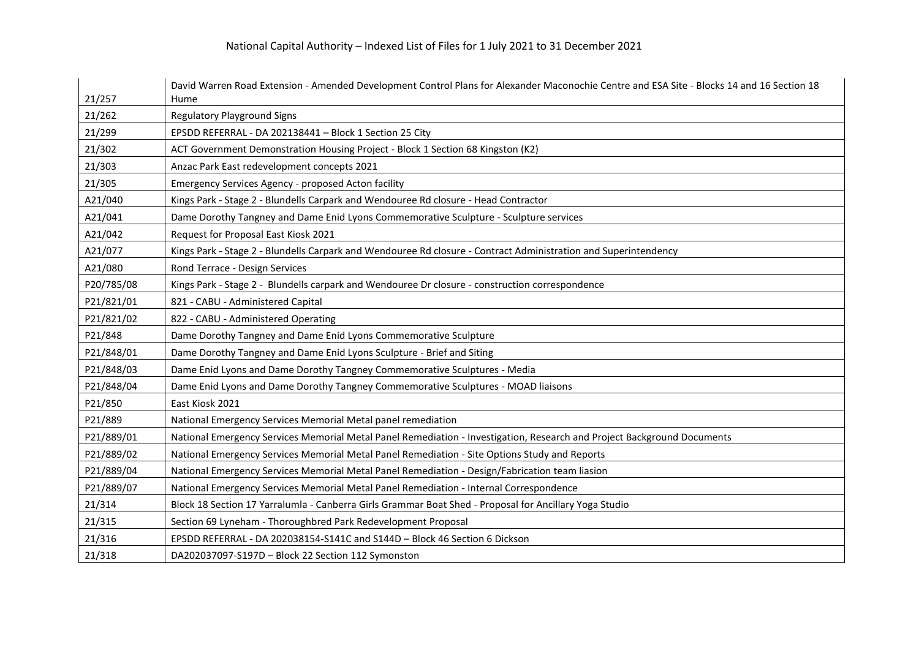| | |
|---|---|
| 21/257 | David Warren Road Extension - Amended Development Control Plans for Alexander Maconochie Centre and ESA Site - Blocks 14 and 16 Section 18 Hume |
| 21/262 | Regulatory Playground Signs |
| 21/299 | EPSDD REFERRAL - DA 202138441 – Block 1 Section 25 City |
| 21/302 | ACT Government Demonstration Housing Project - Block 1 Section 68 Kingston (K2) |
| 21/303 | Anzac Park East redevelopment concepts 2021 |
| 21/305 | Emergency Services Agency - proposed Acton facility |
| A21/040 | Kings Park - Stage 2 - Blundells Carpark and Wendouree Rd closure - Head Contractor |
| A21/041 | Dame Dorothy Tangney and Dame Enid Lyons Commemorative Sculpture - Sculpture services |
| A21/042 | Request for Proposal East Kiosk 2021 |
| A21/077 | Kings Park - Stage 2 - Blundells Carpark and Wendouree Rd closure - Contract Administration and Superintendency |
| A21/080 | Rond Terrace - Design Services |
| P20/785/08 | Kings Park - Stage 2 - Blundells carpark and Wendouree Dr closure - construction correspondence |
| P21/821/01 | 821 - CABU - Administered Capital |
| P21/821/02 | 822 - CABU - Administered Operating |
| P21/848 | Dame Dorothy Tangney and Dame Enid Lyons Commemorative Sculpture |
| P21/848/01 | Dame Dorothy Tangney and Dame Enid Lyons Sculpture - Brief and Siting |
| P21/848/03 | Dame Enid Lyons and Dame Dorothy Tangney Commemorative Sculptures - Media |
| P21/848/04 | Dame Enid Lyons and Dame Dorothy Tangney Commemorative Sculptures - MOAD liaisons |
| P21/850 | East Kiosk 2021 |
| P21/889 | National Emergency Services Memorial Metal panel remediation |
| P21/889/01 | National Emergency Services Memorial Metal Panel Remediation - Investigation, Research and Project Background Documents |
| P21/889/02 | National Emergency Services Memorial Metal Panel Remediation - Site Options Study and Reports |
| P21/889/04 | National Emergency Services Memorial Metal Panel Remediation - Design/Fabrication team liasion |
| P21/889/07 | National Emergency Services Memorial Metal Panel Remediation - Internal Correspondence |
| 21/314 | Block 18 Section 17 Yarralumla - Canberra Girls Grammar Boat Shed - Proposal for Ancillary Yoga Studio |
| 21/315 | Section 69 Lyneham - Thoroughbred Park Redevelopment Proposal |
| 21/316 | EPSDD REFERRAL - DA 202038154-S141C and S144D – Block 46 Section 6 Dickson |
| 21/318 | DA202037097-S197D – Block 22 Section 112 Symonston |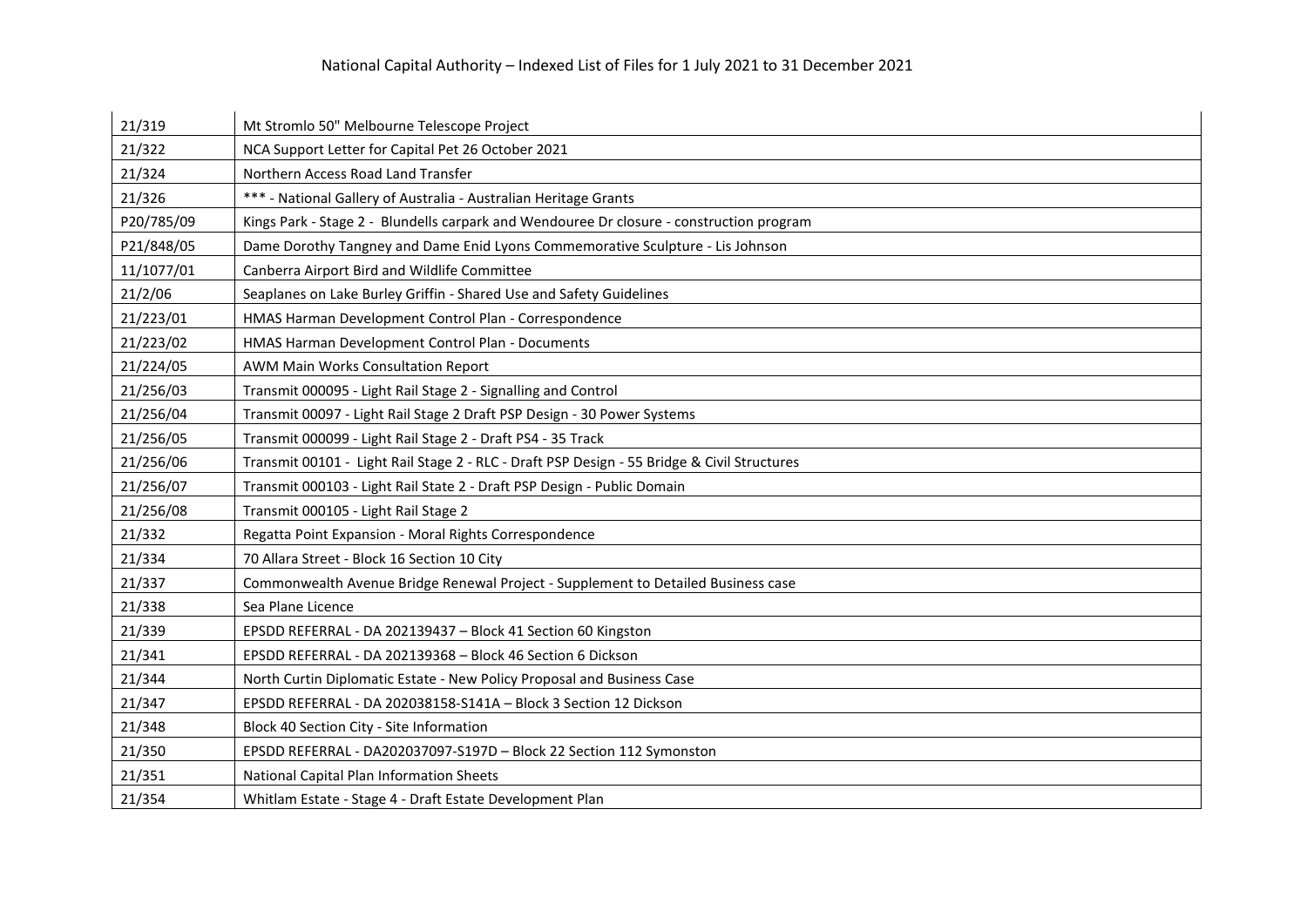National Capital Authority – Indexed List of Files for 1 July 2021 to 31 December 2021

| | |
|---|---|
| 21/319 | Mt Stromlo 50" Melbourne Telescope Project |
| 21/322 | NCA Support Letter for Capital Pet 26 October 2021 |
| 21/324 | Northern Access Road Land Transfer |
| 21/326 | *** - National Gallery of Australia - Australian Heritage Grants |
| P20/785/09 | Kings Park - Stage 2 - Blundells carpark and Wendouree Dr closure - construction program |
| P21/848/05 | Dame Dorothy Tangney and Dame Enid Lyons Commemorative Sculpture - Lis Johnson |
| 11/1077/01 | Canberra Airport Bird and Wildlife Committee |
| 21/2/06 | Seaplanes on Lake Burley Griffin - Shared Use and Safety Guidelines |
| 21/223/01 | HMAS Harman Development Control Plan - Correspondence |
| 21/223/02 | HMAS Harman Development Control Plan - Documents |
| 21/224/05 | AWM Main Works Consultation Report |
| 21/256/03 | Transmit 000095 - Light Rail Stage 2 - Signalling and Control |
| 21/256/04 | Transmit 00097 - Light Rail Stage 2 Draft PSP Design - 30 Power Systems |
| 21/256/05 | Transmit 000099 - Light Rail Stage 2 - Draft PS4 - 35 Track |
| 21/256/06 | Transmit 00101 - Light Rail Stage 2 - RLC - Draft PSP Design - 55 Bridge & Civil Structures |
| 21/256/07 | Transmit 000103 - Light Rail State 2 - Draft PSP Design - Public Domain |
| 21/256/08 | Transmit 000105 - Light Rail Stage 2 |
| 21/332 | Regatta Point Expansion - Moral Rights Correspondence |
| 21/334 | 70 Allara Street - Block 16 Section 10 City |
| 21/337 | Commonwealth Avenue Bridge Renewal Project - Supplement to Detailed Business case |
| 21/338 | Sea Plane Licence |
| 21/339 | EPSDD REFERRAL - DA 202139437 – Block 41 Section 60 Kingston |
| 21/341 | EPSDD REFERRAL - DA 202139368 – Block 46 Section 6 Dickson |
| 21/344 | North Curtin Diplomatic Estate - New Policy Proposal and Business Case |
| 21/347 | EPSDD REFERRAL - DA 202038158-S141A – Block 3 Section 12 Dickson |
| 21/348 | Block 40 Section City - Site Information |
| 21/350 | EPSDD REFERRAL - DA202037097-S197D – Block 22 Section 112 Symonston |
| 21/351 | National Capital Plan Information Sheets |
| 21/354 | Whitlam Estate - Stage 4 - Draft Estate Development Plan |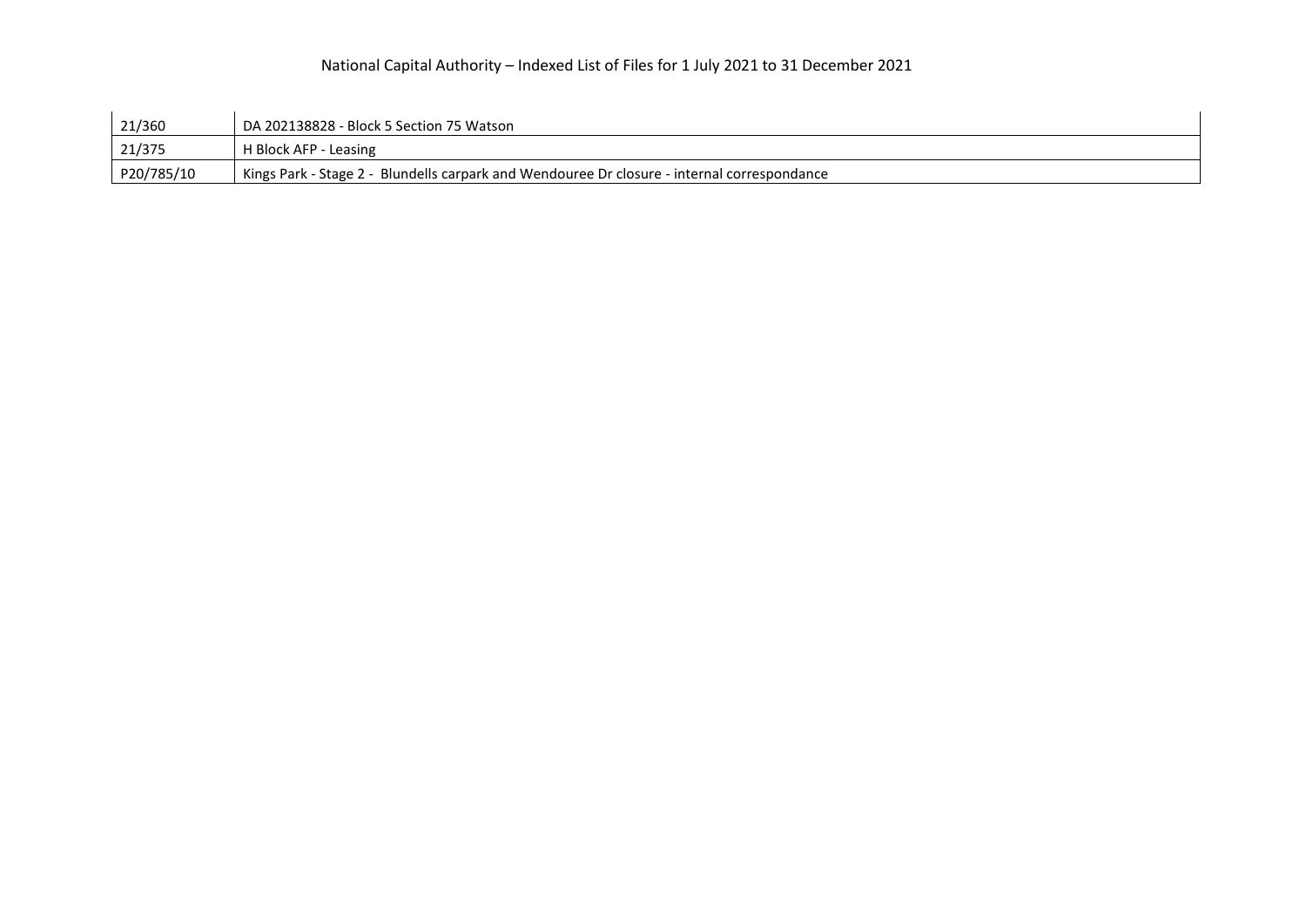| | |
|---|---|
| 21/360 | DA 202138828 - Block 5 Section 75 Watson |
| 21/375 | H Block AFP - Leasing |
| P20/785/10 | Kings Park - Stage 2 - Blundells carpark and Wendouree Dr closure - internal correspondance |